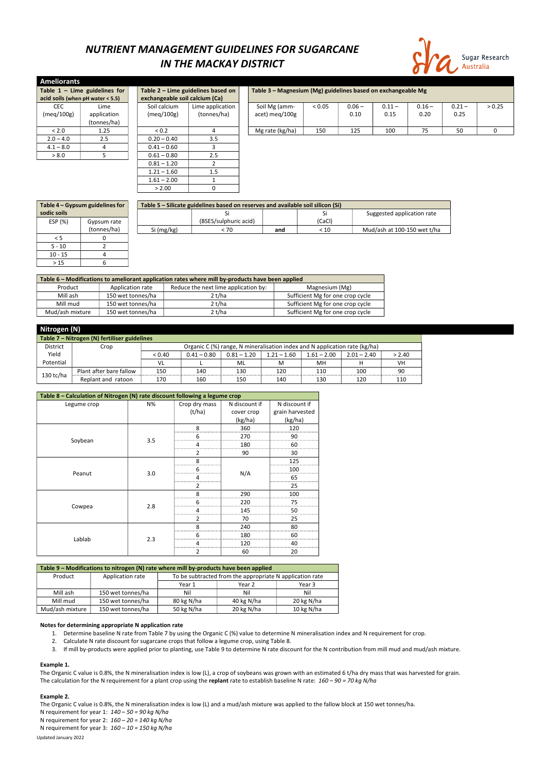# NUTRIENT MANAGEMENT GUIDELINES FOR SUGARCANE IN THE MACKAY DISTRICT

Sugar Research Australia

## Ameliorants

**Table 1 – Lime guidelines for acid soils (when pH water < 5.5)**

| CEC (meq/100g) | Lime application (tonnes/ha) |
|---|---|
| < 2.0 | 1.25 |
| 2.0 – 4.0 | 2.5 |
| 4.1 – 8.0 | 4 |
| > 8.0 | 5 |

**Table 2 – Lime guidelines based on exchangeable soil calcium (Ca)**

| Soil calcium (meq/100g) | Lime application (tonnes/ha) |
|---|---|
| < 0.2 | 4 |
| 0.20 – 0.40 | 3.5 |
| 0.41 – 0.60 | 3 |
| 0.61 – 0.80 | 2.5 |
| 0.81 – 1.20 | 2 |
| 1.21 – 1.60 | 1.5 |
| 1.61 – 2.00 | 1 |
| > 2.00 | 0 |

**Table 3 – Magnesium (Mg) guidelines based on exchangeable Mg**

| Soil Mg (amm-acet) meq/100g | < 0.05 | 0.06 – 0.10 | 0.11 – 0.15 | 0.16 – 0.20 | 0.21 – 0.25 | > 0.25 |
|---|---|---|---|---|---|---|
| Mg rate (kg/ha) | 150 | 125 | 100 | 75 | 50 | 0 |

**Table 4 – Gypsum guidelines for sodic soils**

| ESP (%) | Gypsum rate (tonnes/ha) |
|---|---|
| < 5 | 0 |
| 5 - 10 | 2 |
| 10 - 15 | 4 |
| > 15 | 6 |

**Table 5 – Silicate guidelines based on reserves and available soil silicon (Si)**

| | Si (BSES/sulphuric acid) | | Si (CaCl) | Suggested application rate |
|---|---|---|---|---|
| Si (mg/kg) | < 70 | and | < 10 | Mud/ash at 100-150 wet t/ha |

**Table 6 – Modifications to ameliorant application rates where mill by-products have been applied**

| Product | Application rate | Reduce the next lime application by: | Magnesium (Mg) |
|---|---|---|---|
| Mill ash | 150 wet tonnes/ha | 2 t/ha | Sufficient Mg for one crop cycle |
| Mill mud | 150 wet tonnes/ha | 2 t/ha | Sufficient Mg for one crop cycle |
| Mud/ash mixture | 150 wet tonnes/ha | 2 t/ha | Sufficient Mg for one crop cycle |

## Nitrogen (N)

**Table 7 – Nitrogen (N) fertiliser guidelines**

| District Yield Potential | Crop | Organic C (%) range, N mineralisation index and N application rate (kg/ha) | | | | | | |
|---|---|---|---|---|---|---|---|---|
| | | < 0.40 | 0.41 – 0.80 | 0.81 – 1.20 | 1.21 – 1.60 | 1.61 – 2.00 | 2.01 – 2.40 | > 2.40 |
| | | VL | L | ML | M | MH | H | VH |
| 130 tc/ha | Plant after bare fallow | 150 | 140 | 130 | 120 | 110 | 100 | 90 |
| | Replant and ratoon | 170 | 160 | 150 | 140 | 130 | 120 | 110 |

**Table 8 – Calculation of Nitrogen (N) rate discount following a legume crop**

| Legume crop | N% | Crop dry mass (t/ha) | N discount if cover crop (kg/ha) | N discount if grain harvested (kg/ha) |
|---|---|---|---|---|
| Soybean | 3.5 | 8 | 360 | 120 |
| | | 6 | 270 | 90 |
| | | 4 | 180 | 60 |
| | | 2 | 90 | 30 |
| Peanut | 3.0 | 8 | N/A | 125 |
| | | 6 | | 100 |
| | | 4 | | 65 |
| | | 2 | | 25 |
| Cowpea | 2.8 | 8 | 290 | 100 |
| | | 6 | 220 | 75 |
| | | 4 | 145 | 50 |
| | | 2 | 70 | 25 |
| Lablab | 2.3 | 8 | 240 | 80 |
| | | 6 | 180 | 60 |
| | | 4 | 120 | 40 |
| | | 2 | 60 | 20 |

**Table 9 – Modifications to nitrogen (N) rate where mill by-products have been applied**

| Product | Application rate | To be subtracted from the appropriate N application rate | | |
|---|---|---|---|---|
| | | Year 1 | Year 2 | Year 3 |
| Mill ash | 150 wet tonnes/ha | Nil | Nil | Nil |
| Mill mud | 150 wet tonnes/ha | 80 kg N/ha | 40 kg N/ha | 20 kg N/ha |
| Mud/ash mixture | 150 wet tonnes/ha | 50 kg N/ha | 20 kg N/ha | 10 kg N/ha |

**Notes for determining appropriate N application rate**

1. Determine baseline N rate from Table 7 by using the Organic C (%) value to determine N mineralisation index and N requirement for crop.
2. Calculate N rate discount for sugarcane crops that follow a legume crop, using Table 8.
3. If mill by-products were applied prior to planting, use Table 9 to determine N rate discount for the N contribution from mill mud and mud/ash mixture.

**Example 1.**

The Organic C value is 0.8%, the N mineralisation index is low (L), a crop of soybeans was grown with an estimated 6 t/ha dry mass that was harvested for grain.
The calculation for the N requirement for a plant crop using the **replant** rate to establish baseline N rate: *160 – 90 = 70 kg N/ha*

**Example 2.**

The Organic C value is 0.8%, the N mineralisation index is low (L) and a mud/ash mixture was applied to the fallow block at 150 wet tonnes/ha.
N requirement for year 1: *140 – 50 = 90 kg N/ha*
N requirement for year 2: *160 – 20 = 140 kg N/ha*
N requirement for year 3: *160 – 10 = 150 kg N/ha*

Updated January 2022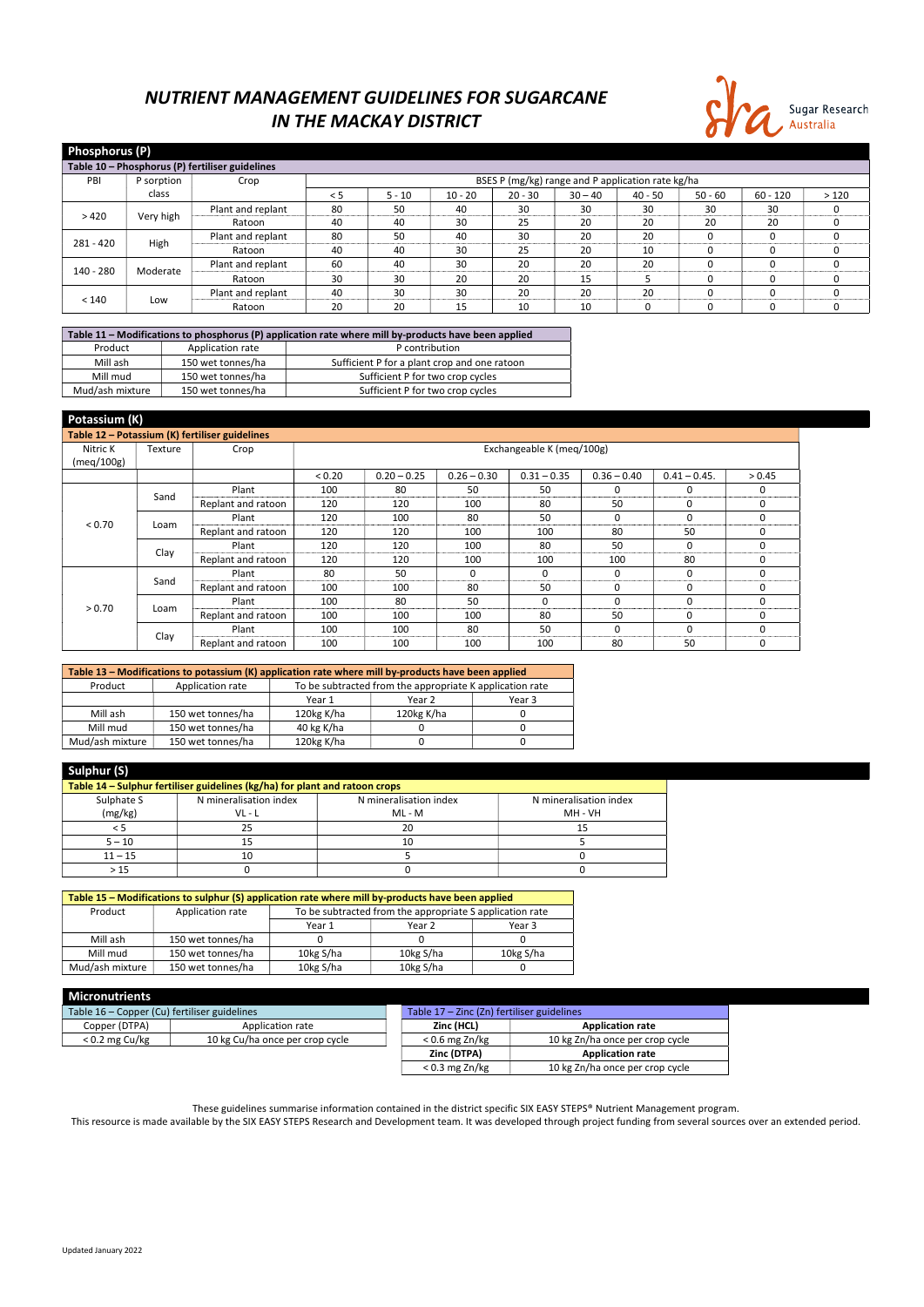# NUTRIENT MANAGEMENT GUIDELINES FOR SUGARCANE IN THE MACKAY DISTRICT

Sugar Research Australia

## Phosphorus (P)

**Table 10 – Phosphorus (P) fertiliser guidelines**

| PBI | P sorption class | Crop | BSES P (mg/kg) range and P application rate kg/ha | | | | | | | | |
|---|---|---|---|---|---|---|---|---|---|---|---|
| | | | < 5 | 5 - 10 | 10 - 20 | 20 - 30 | 30 – 40 | 40 - 50 | 50 - 60 | 60 - 120 | > 120 |
| > 420 | Very high | Plant and replant | 80 | 50 | 40 | 30 | 30 | 30 | 30 | 30 | 0 |
| | | Ratoon | 40 | 40 | 30 | 25 | 20 | 20 | 20 | 20 | 0 |
| 281 - 420 | High | Plant and replant | 80 | 50 | 40 | 30 | 20 | 20 | 0 | 0 | 0 |
| | | Ratoon | 40 | 40 | 30 | 25 | 20 | 10 | 0 | 0 | 0 |
| 140 - 280 | Moderate | Plant and replant | 60 | 40 | 30 | 20 | 20 | 20 | 0 | 0 | 0 |
| | | Ratoon | 30 | 30 | 20 | 20 | 15 | 5 | 0 | 0 | 0 |
| < 140 | Low | Plant and replant | 40 | 30 | 30 | 20 | 20 | 20 | 0 | 0 | 0 |
| | | Ratoon | 20 | 20 | 15 | 10 | 10 | 0 | 0 | 0 | 0 |

**Table 11 – Modifications to phosphorus (P) application rate where mill by-products have been applied**

| Product | Application rate | P contribution |
|---|---|---|
| Mill ash | 150 wet tonnes/ha | Sufficient P for a plant crop and one ratoon |
| Mill mud | 150 wet tonnes/ha | Sufficient P for two crop cycles |
| Mud/ash mixture | 150 wet tonnes/ha | Sufficient P for two crop cycles |

## Potassium (K)

**Table 12 – Potassium (K) fertiliser guidelines**

| Nitric K (meq/100g) | Texture | Crop | Exchangeable K (meq/100g) | | | | | | |
|---|---|---|---|---|---|---|---|---|---|
| | | | < 0.20 | 0.20 – 0.25 | 0.26 – 0.30 | 0.31 – 0.35 | 0.36 – 0.40 | 0.41 – 0.45. | > 0.45 |
| < 0.70 | Sand | Plant | 100 | 80 | 50 | 50 | 0 | 0 | 0 |
| | | Replant and ratoon | 120 | 120 | 100 | 80 | 50 | 0 | 0 |
| | Loam | Plant | 120 | 100 | 80 | 50 | 0 | 0 | 0 |
| | | Replant and ratoon | 120 | 120 | 100 | 100 | 80 | 50 | 0 |
| | Clay | Plant | 120 | 120 | 100 | 80 | 50 | 0 | 0 |
| | | Replant and ratoon | 120 | 120 | 100 | 100 | 100 | 80 | 0 |
| > 0.70 | Sand | Plant | 80 | 50 | 0 | 0 | 0 | 0 | 0 |
| | | Replant and ratoon | 100 | 100 | 80 | 50 | 0 | 0 | 0 |
| | Loam | Plant | 100 | 80 | 50 | 0 | 0 | 0 | 0 |
| | | Replant and ratoon | 100 | 100 | 100 | 80 | 50 | 0 | 0 |
| | Clay | Plant | 100 | 100 | 80 | 50 | 0 | 0 | 0 |
| | | Replant and ratoon | 100 | 100 | 100 | 100 | 80 | 50 | 0 |

**Table 13 – Modifications to potassium (K) application rate where mill by-products have been applied**

| Product | Application rate | To be subtracted from the appropriate K application rate | | |
|---|---|---|---|---|
| | | Year 1 | Year 2 | Year 3 |
| Mill ash | 150 wet tonnes/ha | 120kg K/ha | 120kg K/ha | 0 |
| Mill mud | 150 wet tonnes/ha | 40 kg K/ha | 0 | 0 |
| Mud/ash mixture | 150 wet tonnes/ha | 120kg K/ha | 0 | 0 |

## Sulphur (S)

**Table 14 – Sulphur fertiliser guidelines (kg/ha) for plant and ratoon crops**

| Sulphate S (mg/kg) | N mineralisation index VL - L | N mineralisation index ML - M | N mineralisation index MH - VH |
|---|---|---|---|
| < 5 | 25 | 20 | 15 |
| 5 – 10 | 15 | 10 | 5 |
| 11 – 15 | 10 | 5 | 0 |
| > 15 | 0 | 0 | 0 |

**Table 15 – Modifications to sulphur (S) application rate where mill by-products have been applied**

| Product | Application rate | To be subtracted from the appropriate S application rate | | |
|---|---|---|---|---|
| | | Year 1 | Year 2 | Year 3 |
| Mill ash | 150 wet tonnes/ha | 0 | 0 | 0 |
| Mill mud | 150 wet tonnes/ha | 10kg S/ha | 10kg S/ha | 10kg S/ha |
| Mud/ash mixture | 150 wet tonnes/ha | 10kg S/ha | 10kg S/ha | 0 |

## Micronutrients

Table 16 – Copper (Cu) fertiliser guidelines

| Copper (DTPA) | Application rate |
|---|---|
| < 0.2 mg Cu/kg | 10 kg Cu/ha once per crop cycle |

Table 17 – Zinc (Zn) fertiliser guidelines

| **Zinc (HCL)** | **Application rate** |
|---|---|
| < 0.6 mg Zn/kg | 10 kg Zn/ha once per crop cycle |
| **Zinc (DTPA)** | **Application rate** |
| < 0.3 mg Zn/kg | 10 kg Zn/ha once per crop cycle |

These guidelines summarise information contained in the district specific SIX EASY STEPS® Nutrient Management program.
This resource is made available by the SIX EASY STEPS Research and Development team. It was developed through project funding from several sources over an extended period.

Updated January 2022